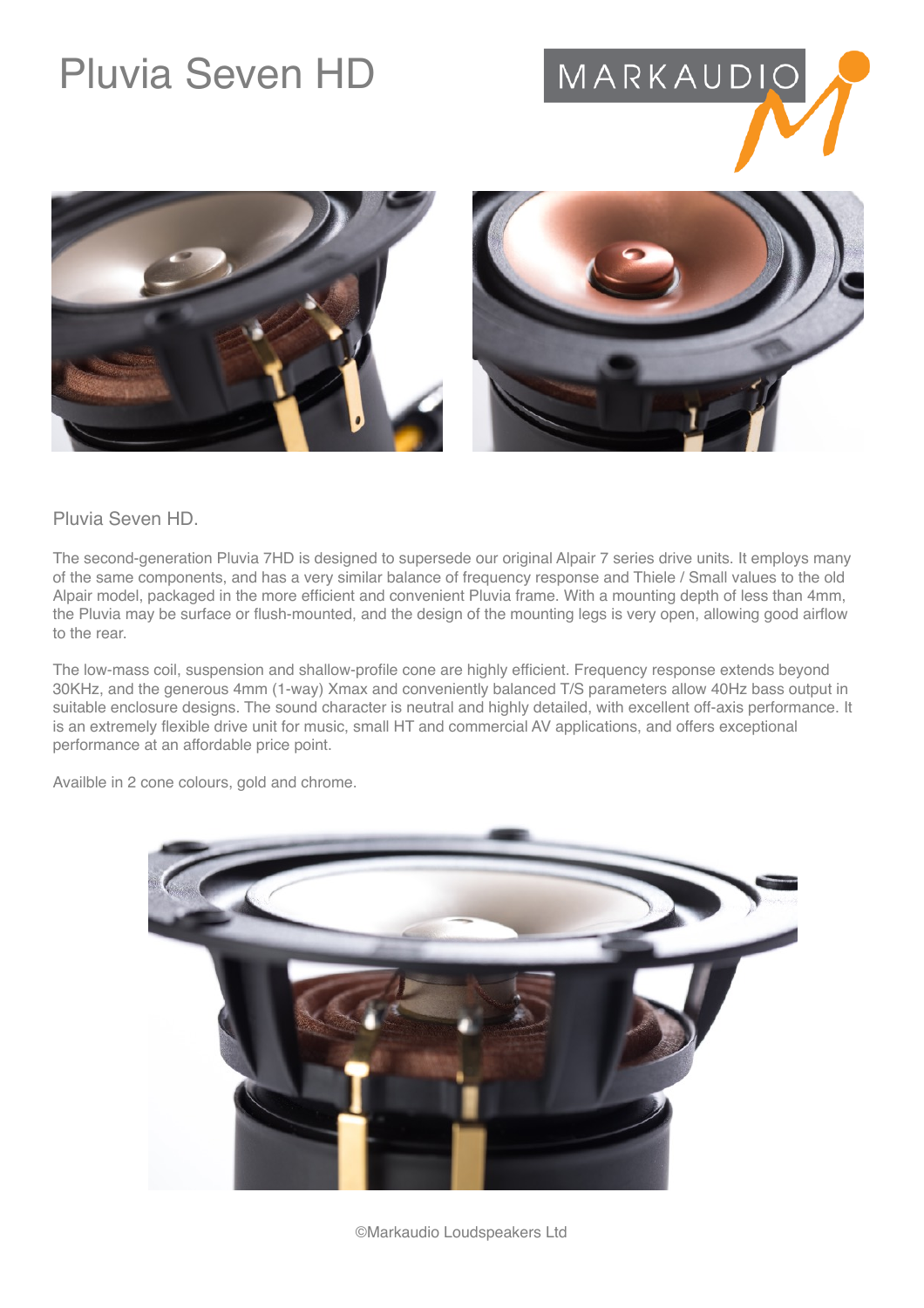# Pluvia Seven HD

MARKAUDIO

Pluvia Seven HD.

The second-generation Pluvia 7HD is designed to supersede our original Alpair 7 series drive units. It employs many of the same components, and has a very similar balance of frequency response and Thiele / Small values to the old Alpair model, packaged in the more efficient and convenient Pluvia frame. With a mounting depth of less than 4mm, the Pluvia may be surface or flush-mounted, and the design of the mounting legs is very open, allowing good airflow to the rear.

The low-mass coil, suspension and shallow-profile cone are highly efficient. Frequency response extends beyond 30KHz, and the generous 4mm (1-way) Xmax and conveniently balanced T/S parameters allow 40Hz bass output in suitable enclosure designs. The sound character is neutral and highly detailed, with excellent off-axis performance. It is an extremely flexible drive unit for music, small HT and commercial AV applications, and offers exceptional performance at an affordable price point.

Availble in 2 cone colours, gold and chrome.

©Markaudio Loudspeakers Ltd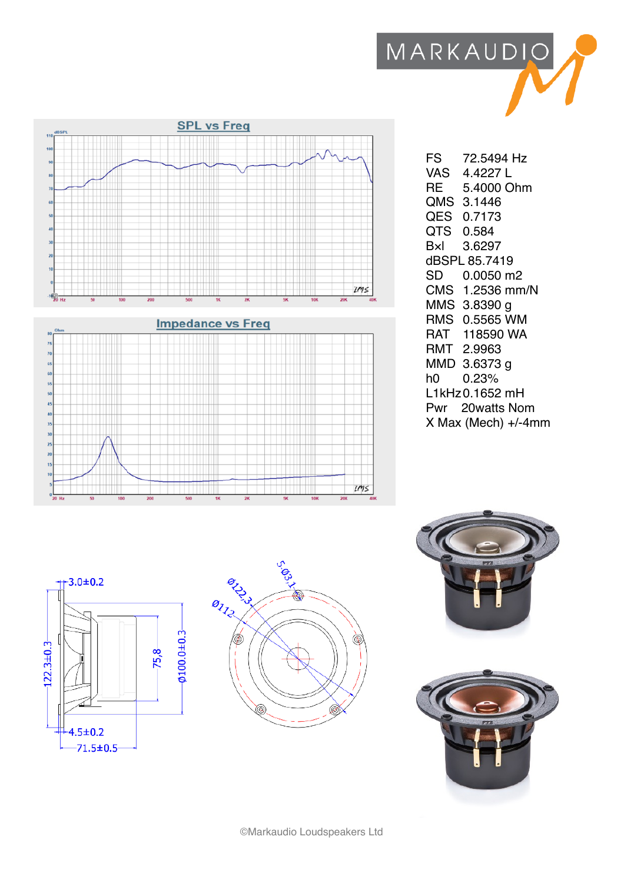MARKAUDIO

## SPL vs Freq

dBSPL

110
100
90
80
70
60
50
40
30
20
10
0
-10

20 Hz 50 100 200 500 1K 2K 5K 10K 20K 40K

LMS

## Impedance vs Freq

Ohm

80
75
70
65
60
55
50
45
40
35
30
25
20
15
10
5
0

20 Hz 50 100 200 500 1K 2K 5K 10K 20K 40K

LMS

FS 72.5494 Hz
VAS 4.4227 L
RE 5.4000 Ohm
QMS 3.1446
QES 0.7173
QTS 0.584
B×l 3.6297
dBSPL 85.7419
SD 0.0050 m2
CMS 1.2536 mm/N
MMS 3.8390 g
RMS 0.5565 WM
RAT 118590 WA
RMT 2.9963
MMD 3.6373 g
h0 0.23%
L1kHz 0.1652 mH
Pwr 20watts Nom
X Max (Mech) +/-4mm

3.0±0.2
122.3±0.3
75,8
Ø100.0±0.3
4.5±0.2
71.5±0.5

5-Ø3,1
Ø122,3
Ø112

©Markaudio Loudspeakers Ltd